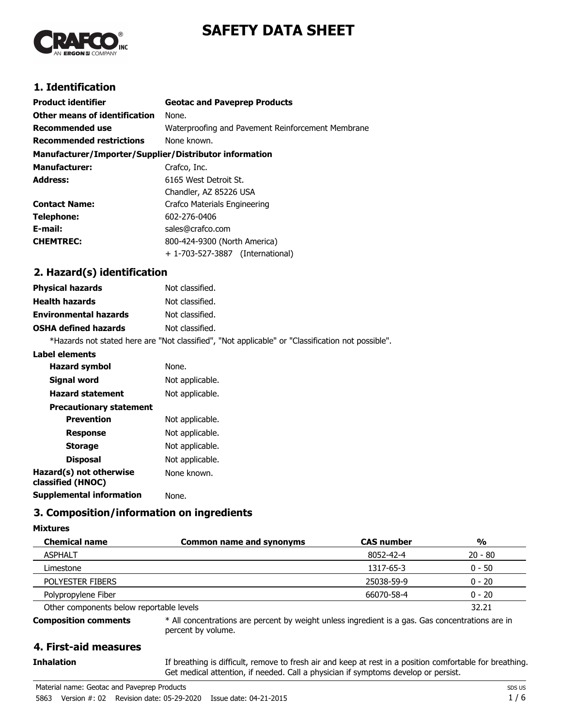# SAFETY DATA SHEET

## 1. Identification

| | |
|---|---|
| **Product identifier** | **Geotac and Paveprep Products** |
| **Other means of identification** | None. |
| **Recommended use** | Waterproofing and Pavement Reinforcement Membrane |
| **Recommended restrictions** | None known. |

**Manufacturer/Importer/Supplier/Distributor information**

| | |
|---|---|
| **Manufacturer:** | Crafco, Inc. |
| **Address:** | 6165 West Detroit St.<br>Chandler, AZ 85226 USA |
| **Contact Name:** | Crafco Materials Engineering |
| **Telephone:** | 602-276-0406 |
| **E-mail:** | sales@crafco.com |
| **CHEMTREC:** | 800-424-9300 (North America)<br>+ 1-703-527-3887 (International) |

## 2. Hazard(s) identification

| | |
|---|---|
| **Physical hazards** | Not classified. |
| **Health hazards** | Not classified. |
| **Environmental hazards** | Not classified. |
| **OSHA defined hazards** | Not classified. |

*Hazards not stated here are "Not classified", "Not applicable" or "Classification not possible".

**Label elements**

| | |
|---|---|
| **Hazard symbol** | None. |
| **Signal word** | Not applicable. |
| **Hazard statement** | Not applicable. |
| **Precautionary statement** | |
| **Prevention** | Not applicable. |
| **Response** | Not applicable. |
| **Storage** | Not applicable. |
| **Disposal** | Not applicable. |
| **Hazard(s) not otherwise classified (HNOC)** | None known. |
| **Supplemental information** | None. |

## 3. Composition/information on ingredients

**Mixtures**

| Chemical name | Common name and synonyms | CAS number | % |
|---|---|---|---|
| ASPHALT | | 8052-42-4 | 20 - 80 |
| Limestone | | 1317-65-3 | 0 - 50 |
| POLYESTER FIBERS | | 25038-59-9 | 0 - 20 |
| Polypropylene Fiber | | 66070-58-4 | 0 - 20 |
| Other components below reportable levels | | | 32.21 |

**Composition comments** * All concentrations are percent by weight unless ingredient is a gas. Gas concentrations are in percent by volume.

## 4. First-aid measures

**Inhalation** If breathing is difficult, remove to fresh air and keep at rest in a position comfortable for breathing. Get medical attention, if needed. Call a physician if symptoms develop or persist.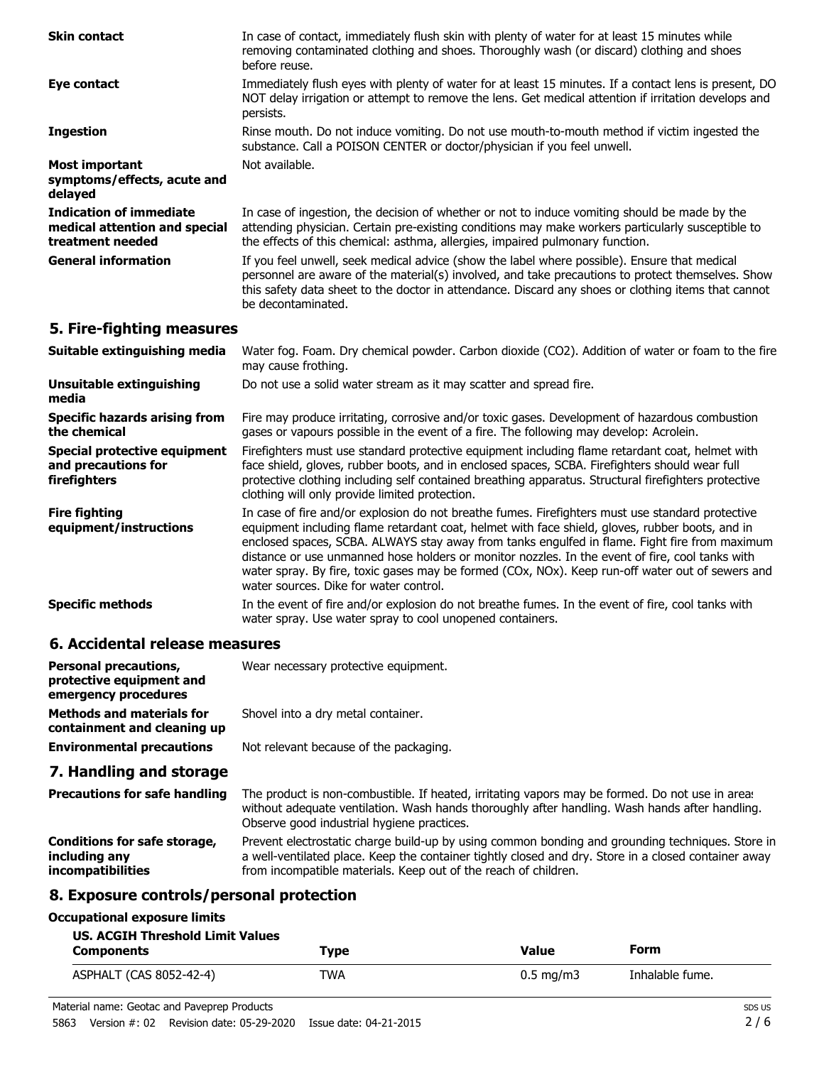| | |
|---|---|
| **Skin contact** | In case of contact, immediately flush skin with plenty of water for at least 15 minutes while removing contaminated clothing and shoes. Thoroughly wash (or discard) clothing and shoes before reuse. |
| **Eye contact** | Immediately flush eyes with plenty of water for at least 15 minutes. If a contact lens is present, DO NOT delay irrigation or attempt to remove the lens. Get medical attention if irritation develops and persists. |
| **Ingestion** | Rinse mouth. Do not induce vomiting. Do not use mouth-to-mouth method if victim ingested the substance. Call a POISON CENTER or doctor/physician if you feel unwell. |
| **Most important symptoms/effects, acute and delayed** | Not available. |
| **Indication of immediate medical attention and special treatment needed** | In case of ingestion, the decision of whether or not to induce vomiting should be made by the attending physician. Certain pre-existing conditions may make workers particularly susceptible to the effects of this chemical: asthma, allergies, impaired pulmonary function. |
| **General information** | If you feel unwell, seek medical advice (show the label where possible). Ensure that medical personnel are aware of the material(s) involved, and take precautions to protect themselves. Show this safety data sheet to the doctor in attendance. Discard any shoes or clothing items that cannot be decontaminated. |

## 5. Fire-fighting measures

| | |
|---|---|
| **Suitable extinguishing media** | Water fog. Foam. Dry chemical powder. Carbon dioxide ($CO_2$). Addition of water or foam to the fire may cause frothing. |
| **Unsuitable extinguishing media** | Do not use a solid water stream as it may scatter and spread fire. |
| **Specific hazards arising from the chemical** | Fire may produce irritating, corrosive and/or toxic gases. Development of hazardous combustion gases or vapours possible in the event of a fire. The following may develop: Acrolein. |
| **Special protective equipment and precautions for firefighters** | Firefighters must use standard protective equipment including flame retardant coat, helmet with face shield, gloves, rubber boots, and in enclosed spaces, SCBA. Firefighters should wear full protective clothing including self contained breathing apparatus. Structural firefighters protective clothing will only provide limited protection. |
| **Fire fighting equipment/instructions** | In case of fire and/or explosion do not breathe fumes. Firefighters must use standard protective equipment including flame retardant coat, helmet with face shield, gloves, rubber boots, and in enclosed spaces, SCBA. ALWAYS stay away from tanks engulfed in flame. Fight fire from maximum distance or use unmanned hose holders or monitor nozzles. In the event of fire, cool tanks with water spray. By fire, toxic gases may be formed ($CO_x$, $NO_x$). Keep run-off water out of sewers and water sources. Dike for water control. |
| **Specific methods** | In the event of fire and/or explosion do not breathe fumes. In the event of fire, cool tanks with water spray. Use water spray to cool unopened containers. |

## 6. Accidental release measures

| | |
|---|---|
| **Personal precautions, protective equipment and emergency procedures** | Wear necessary protective equipment. |
| **Methods and materials for containment and cleaning up** | Shovel into a dry metal container. |
| **Environmental precautions** | Not relevant because of the packaging. |

## 7. Handling and storage

| | |
|---|---|
| **Precautions for safe handling** | The product is non-combustible. If heated, irritating vapors may be formed. Do not use in areas without adequate ventilation. Wash hands thoroughly after handling. Wash hands after handling. Observe good industrial hygiene practices. |
| **Conditions for safe storage, including any incompatibilities** | Prevent electrostatic charge build-up by using common bonding and grounding techniques. Store in a well-ventilated place. Keep the container tightly closed and dry. Store in a closed container away from incompatible materials. Keep out of the reach of children. |

## 8. Exposure controls/personal protection

### Occupational exposure limits

**US. ACGIH Threshold Limit Values**

| Components | Type | Value | Form |
|---|---|---|---|
| ASPHALT (CAS 8052-42-4) | TWA | 0.5 mg/m3 | Inhalable fume. |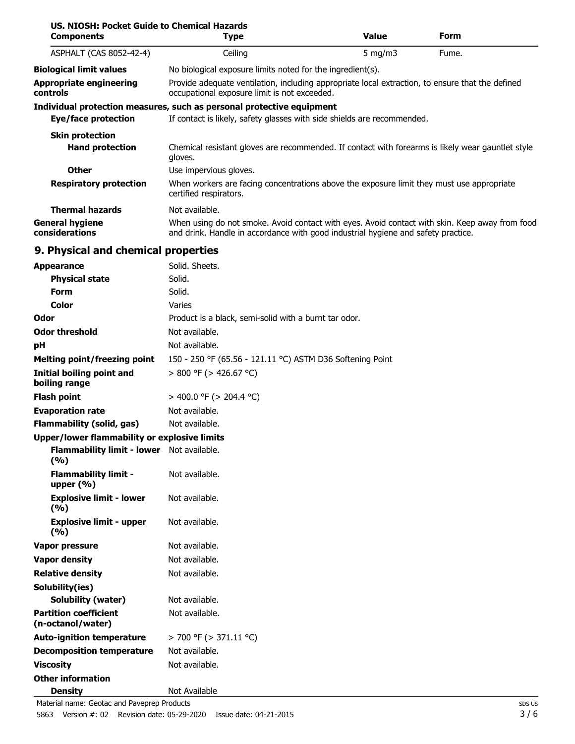**US. NIOSH: Pocket Guide to Chemical Hazards**

| Components | Type | Value | Form |
| --- | --- | --- | --- |
| ASPHALT (CAS 8052-42-4) | Ceiling | 5 mg/m3 | Fume. |

**Biological limit values**: No biological exposure limits noted for the ingredient(s).

**Appropriate engineering controls**: Provide adequate ventilation, including appropriate local extraction, to ensure that the defined occupational exposure limit is not exceeded.

**Individual protection measures, such as personal protective equipment**

**Eye/face protection**: If contact is likely, safety glasses with side shields are recommended.

**Skin protection**

**Hand protection**: Chemical resistant gloves are recommended. If contact with forearms is likely wear gauntlet style gloves.

**Other**: Use impervious gloves.

**Respiratory protection**: When workers are facing concentrations above the exposure limit they must use appropriate certified respirators.

**Thermal hazards**: Not available.

**General hygiene considerations**: When using do not smoke. Avoid contact with eyes. Avoid contact with skin. Keep away from food and drink. Handle in accordance with good industrial hygiene and safety practice.

## 9. Physical and chemical properties

| Property | Value |
| --- | --- |
| **Appearance** | Solid. Sheets. |
| **Physical state** | Solid. |
| **Form** | Solid. |
| **Color** | Varies |
| **Odor** | Product is a black, semi-solid with a burnt tar odor. |
| **Odor threshold** | Not available. |
| **pH** | Not available. |
| **Melting point/freezing point** | 150 - 250 °F (65.56 - 121.11 °C) ASTM D36 Softening Point |
| **Initial boiling point and boiling range** | > 800 °F (> 426.67 °C) |
| **Flash point** | > 400.0 °F (> 204.4 °C) |
| **Evaporation rate** | Not available. |
| **Flammability (solid, gas)** | Not available. |
| **Upper/lower flammability or explosive limits** | |
| **Flammability limit - lower (%)** | Not available. |
| **Flammability limit - upper (%)** | Not available. |
| **Explosive limit - lower (%)** | Not available. |
| **Explosive limit - upper (%)** | Not available. |
| **Vapor pressure** | Not available. |
| **Vapor density** | Not available. |
| **Relative density** | Not available. |
| **Solubility(ies)** | |
| **Solubility (water)** | Not available. |
| **Partition coefficient (n-octanol/water)** | Not available. |
| **Auto-ignition temperature** | > 700 °F (> 371.11 °C) |
| **Decomposition temperature** | Not available. |
| **Viscosity** | Not available. |
| **Other information** | |
| **Density** | Not Available |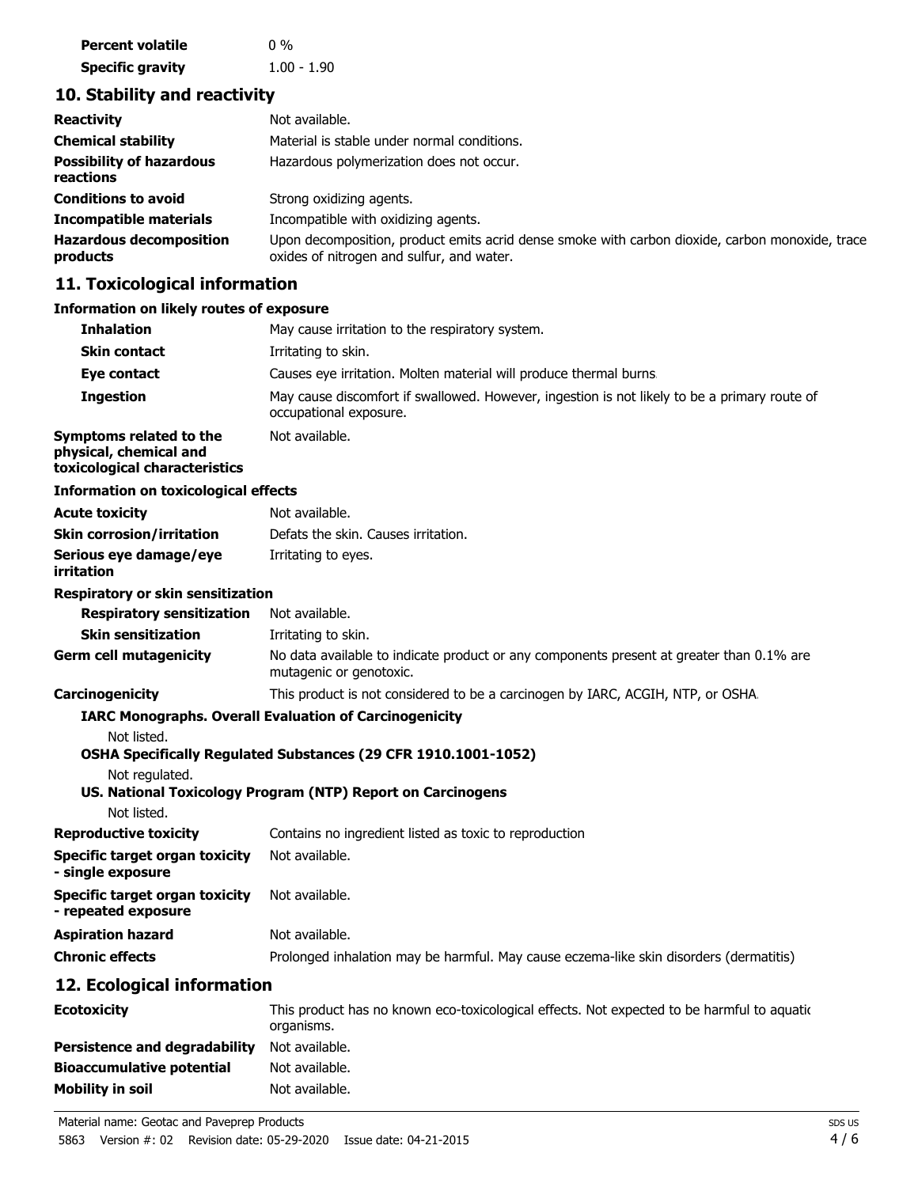| | |
|---|---|
| **Percent volatile** | 0 % |
| **Specific gravity** | 1.00 - 1.90 |

## 10. Stability and reactivity

| | |
|---|---|
| **Reactivity** | Not available. |
| **Chemical stability** | Material is stable under normal conditions. |
| **Possibility of hazardous reactions** | Hazardous polymerization does not occur. |
| **Conditions to avoid** | Strong oxidizing agents. |
| **Incompatible materials** | Incompatible with oxidizing agents. |
| **Hazardous decomposition products** | Upon decomposition, product emits acrid dense smoke with carbon dioxide, carbon monoxide, trace oxides of nitrogen and sulfur, and water. |

## 11. Toxicological information

**Information on likely routes of exposure**

| | |
|---|---|
| **Inhalation** | May cause irritation to the respiratory system. |
| **Skin contact** | Irritating to skin. |
| **Eye contact** | Causes eye irritation. Molten material will produce thermal burns. |
| **Ingestion** | May cause discomfort if swallowed. However, ingestion is not likely to be a primary route of occupational exposure. |
| **Symptoms related to the physical, chemical and toxicological characteristics** | Not available. |

**Information on toxicological effects**

| | |
|---|---|
| **Acute toxicity** | Not available. |
| **Skin corrosion/irritation** | Defats the skin. Causes irritation. |
| **Serious eye damage/eye irritation** | Irritating to eyes. |

**Respiratory or skin sensitization**

| | |
|---|---|
| **Respiratory sensitization** | Not available. |
| **Skin sensitization** | Irritating to skin. |
| **Germ cell mutagenicity** | No data available to indicate product or any components present at greater than 0.1% are mutagenic or genotoxic. |
| **Carcinogenicity** | This product is not considered to be a carcinogen by IARC, ACGIH, NTP, or OSHA. |

**IARC Monographs. Overall Evaluation of Carcinogenicity**

Not listed.

**OSHA Specifically Regulated Substances (29 CFR 1910.1001-1052)**

Not regulated.

**US. National Toxicology Program (NTP) Report on Carcinogens**

Not listed.

| | |
|---|---|
| **Reproductive toxicity** | Contains no ingredient listed as toxic to reproduction |
| **Specific target organ toxicity - single exposure** | Not available. |
| **Specific target organ toxicity - repeated exposure** | Not available. |
| **Aspiration hazard** | Not available. |
| **Chronic effects** | Prolonged inhalation may be harmful. May cause eczema-like skin disorders (dermatitis) |

## 12. Ecological information

| | |
|---|---|
| **Ecotoxicity** | This product has no known eco-toxicological effects. Not expected to be harmful to aquatic organisms. |
| **Persistence and degradability** | Not available. |
| **Bioaccumulative potential** | Not available. |
| **Mobility in soil** | Not available. |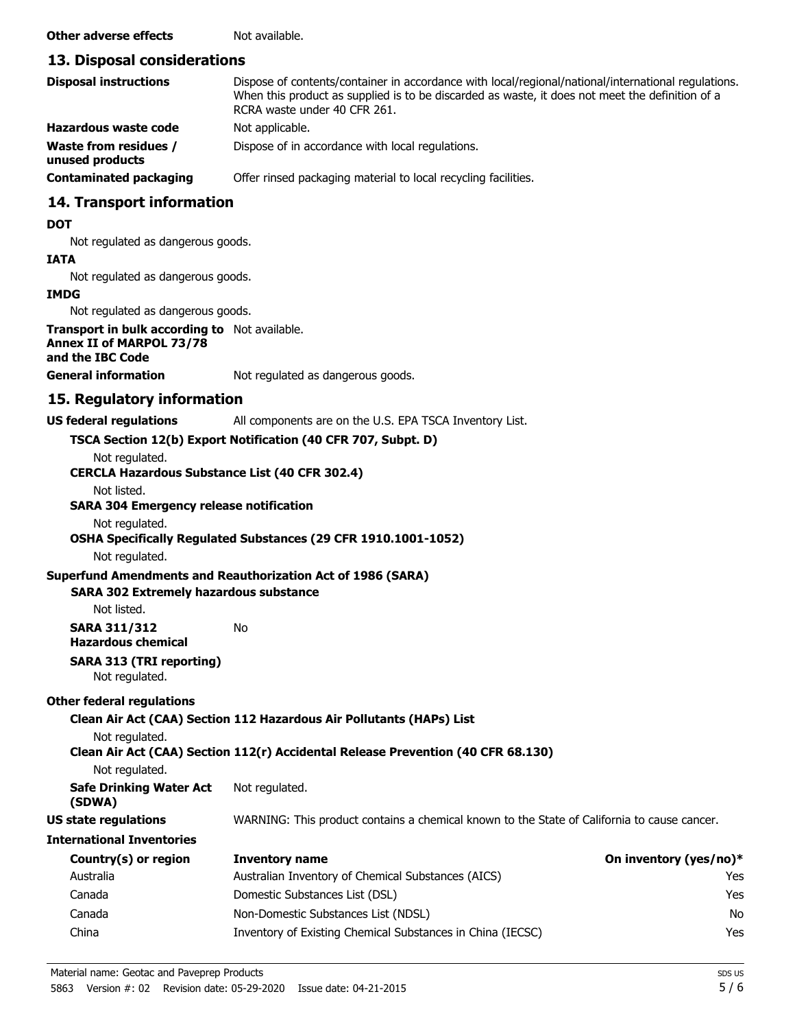**Other adverse effects** Not available.

## 13. Disposal considerations

| | |
|---|---|
| **Disposal instructions** | Dispose of contents/container in accordance with local/regional/national/international regulations. When this product as supplied is to be discarded as waste, it does not meet the definition of a RCRA waste under 40 CFR 261. |
| **Hazardous waste code** | Not applicable. |
| **Waste from residues / unused products** | Dispose of in accordance with local regulations. |
| **Contaminated packaging** | Offer rinsed packaging material to local recycling facilities. |

## 14. Transport information

**DOT**

Not regulated as dangerous goods.

**IATA**

Not regulated as dangerous goods.

**IMDG**

Not regulated as dangerous goods.

**Transport in bulk according to Annex II of MARPOL 73/78 and the IBC Code** Not available.

**General information** Not regulated as dangerous goods.

## 15. Regulatory information

**US federal regulations** All components are on the U.S. EPA TSCA Inventory List.

**TSCA Section 12(b) Export Notification (40 CFR 707, Subpt. D)**

Not regulated.

**CERCLA Hazardous Substance List (40 CFR 302.4)**

Not listed.

**SARA 304 Emergency release notification**

Not regulated.

**OSHA Specifically Regulated Substances (29 CFR 1910.1001-1052)**

Not regulated.

**Superfund Amendments and Reauthorization Act of 1986 (SARA)**

**SARA 302 Extremely hazardous substance**

Not listed.

**SARA 311/312 Hazardous chemical** No

**SARA 313 (TRI reporting)**

Not regulated.

**Other federal regulations**

**Clean Air Act (CAA) Section 112 Hazardous Air Pollutants (HAPs) List**

Not regulated.

**Clean Air Act (CAA) Section 112(r) Accidental Release Prevention (40 CFR 68.130)**

Not regulated.

**Safe Drinking Water Act (SDWA)** Not regulated.

**US state regulations** WARNING: This product contains a chemical known to the State of California to cause cancer.

**International Inventories**

| Country(s) or region | Inventory name | On inventory (yes/no)* |
|---|---|---|
| Australia | Australian Inventory of Chemical Substances (AICS) | Yes |
| Canada | Domestic Substances List (DSL) | Yes |
| Canada | Non-Domestic Substances List (NDSL) | No |
| China | Inventory of Existing Chemical Substances in China (IECSC) | Yes |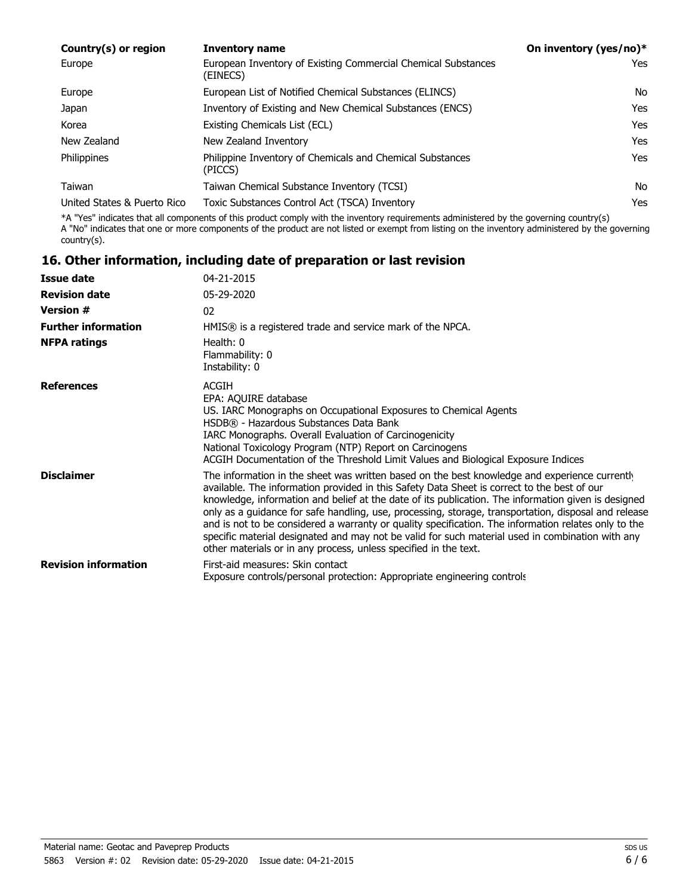| Country(s) or region | Inventory name | On inventory (yes/no)* |
| --- | --- | --- |
| Europe | European Inventory of Existing Commercial Chemical Substances (EINECS) | Yes |
| Europe | European List of Notified Chemical Substances (ELINCS) | No |
| Japan | Inventory of Existing and New Chemical Substances (ENCS) | Yes |
| Korea | Existing Chemicals List (ECL) | Yes |
| New Zealand | New Zealand Inventory | Yes |
| Philippines | Philippine Inventory of Chemicals and Chemical Substances (PICCS) | Yes |
| Taiwan | Taiwan Chemical Substance Inventory (TCSI) | No |
| United States & Puerto Rico | Toxic Substances Control Act (TSCA) Inventory | Yes |

*A "Yes" indicates that all components of this product comply with the inventory requirements administered by the governing country(s)
A "No" indicates that one or more components of the product are not listed or exempt from listing on the inventory administered by the governing country(s).

## 16. Other information, including date of preparation or last revision

**Issue date** 04-21-2015

**Revision date** 05-29-2020

**Version #** 02

**Further information** HMIS® is a registered trade and service mark of the NPCA.

**NFPA ratings**
Health: 0
Flammability: 0
Instability: 0

**References**
ACGIH
EPA: AQUIRE database
US. IARC Monographs on Occupational Exposures to Chemical Agents
HSDB® - Hazardous Substances Data Bank
IARC Monographs. Overall Evaluation of Carcinogenicity
National Toxicology Program (NTP) Report on Carcinogens
ACGIH Documentation of the Threshold Limit Values and Biological Exposure Indices

**Disclaimer** The information in the sheet was written based on the best knowledge and experience currently available. The information provided in this Safety Data Sheet is correct to the best of our knowledge, information and belief at the date of its publication. The information given is designed only as a guidance for safe handling, use, processing, storage, transportation, disposal and release and is not to be considered a warranty or quality specification. The information relates only to the specific material designated and may not be valid for such material used in combination with any other materials or in any process, unless specified in the text.

**Revision information**
First-aid measures: Skin contact
Exposure controls/personal protection: Appropriate engineering controls